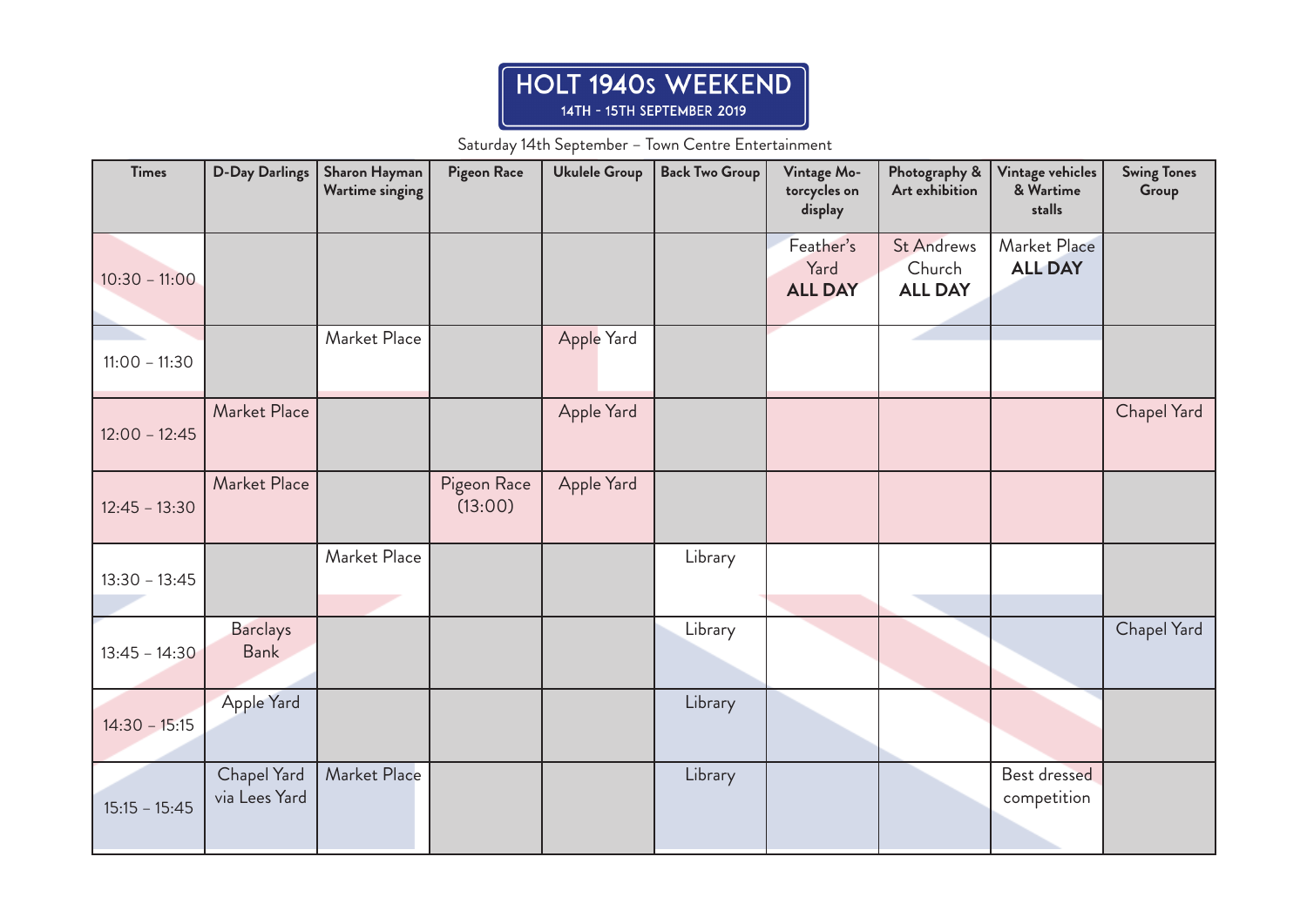# HOLT 1940s WEEKEND

**14TH - 15TH SEPTEMBER 2019**

Saturday 14th September – Town Centre Entertainment

| Times | D-Day Darlings | Sharon Hayman Wartime singing | Pigeon Race | Ukulele Group | Back Two Group | Vintage Motorcycles on display | Photography & Art exhibition | Vintage vehicles & Wartime stalls | Swing Tones Group |
|---|---|---|---|---|---|---|---|---|---|
| 10:30 – 11:00 | | | | | | Feather's Yard **ALL DAY** | St Andrews Church **ALL DAY** | Market Place **ALL DAY** | |
| 11:00 – 11:30 | | Market Place | | Apple Yard | | | | | |
| 12:00 – 12:45 | Market Place | | | Apple Yard | | | | | Chapel Yard |
| 12:45 – 13:30 | Market Place | | Pigeon Race (13:00) | Apple Yard | | | | | |
| 13:30 – 13:45 | | Market Place | | | Library | | | | |
| 13:45 – 14:30 | Barclays Bank | | | | Library | | | | Chapel Yard |
| 14:30 – 15:15 | Apple Yard | | | | Library | | | | |
| 15:15 – 15:45 | Chapel Yard via Lees Yard | Market Place | | | Library | | | Best dressed competition | |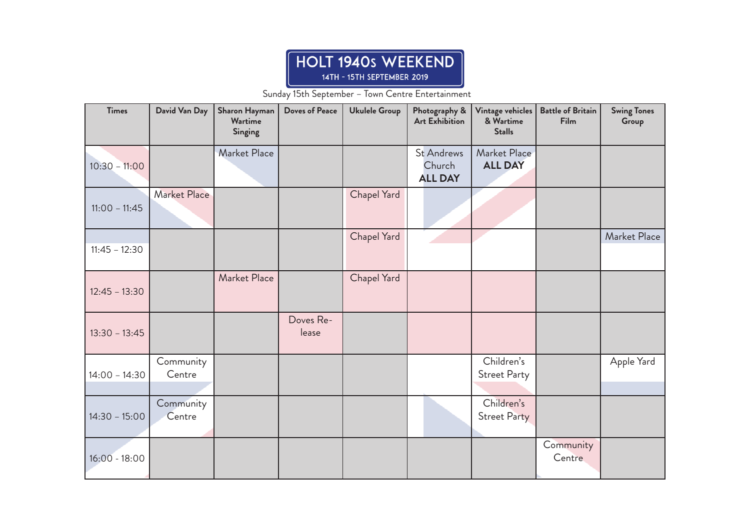# HOLT 1940s WEEKEND

**14TH - 15TH SEPTEMBER 2019**

Sunday 15th September – Town Centre Entertainment

| Times | David Van Day | Sharon Hayman Wartime Singing | Doves of Peace | Ukulele Group | Photography & Art Exhibition | Vintage vehicles & Wartime Stalls | Battle of Britain Film | Swing Tones Group |
|---|---|---|---|---|---|---|---|---|
| 10:30 – 11:00 | | Market Place | | | St Andrews Church **ALL DAY** | Market Place **ALL DAY** | | |
| 11:00 – 11:45 | Market Place | | | Chapel Yard | | | | |
| 11:45 – 12:30 | | | | Chapel Yard | | | | Market Place |
| 12:45 – 13:30 | | Market Place | | Chapel Yard | | | | |
| 13:30 – 13:45 | | | Doves Re-lease | | | | | |
| 14:00 – 14:30 | Community Centre | | | | | Children's Street Party | | Apple Yard |
| 14:30 – 15:00 | Community Centre | | | | | Children's Street Party | | |
| 16:00 - 18:00 | | | | | | | Community Centre | |